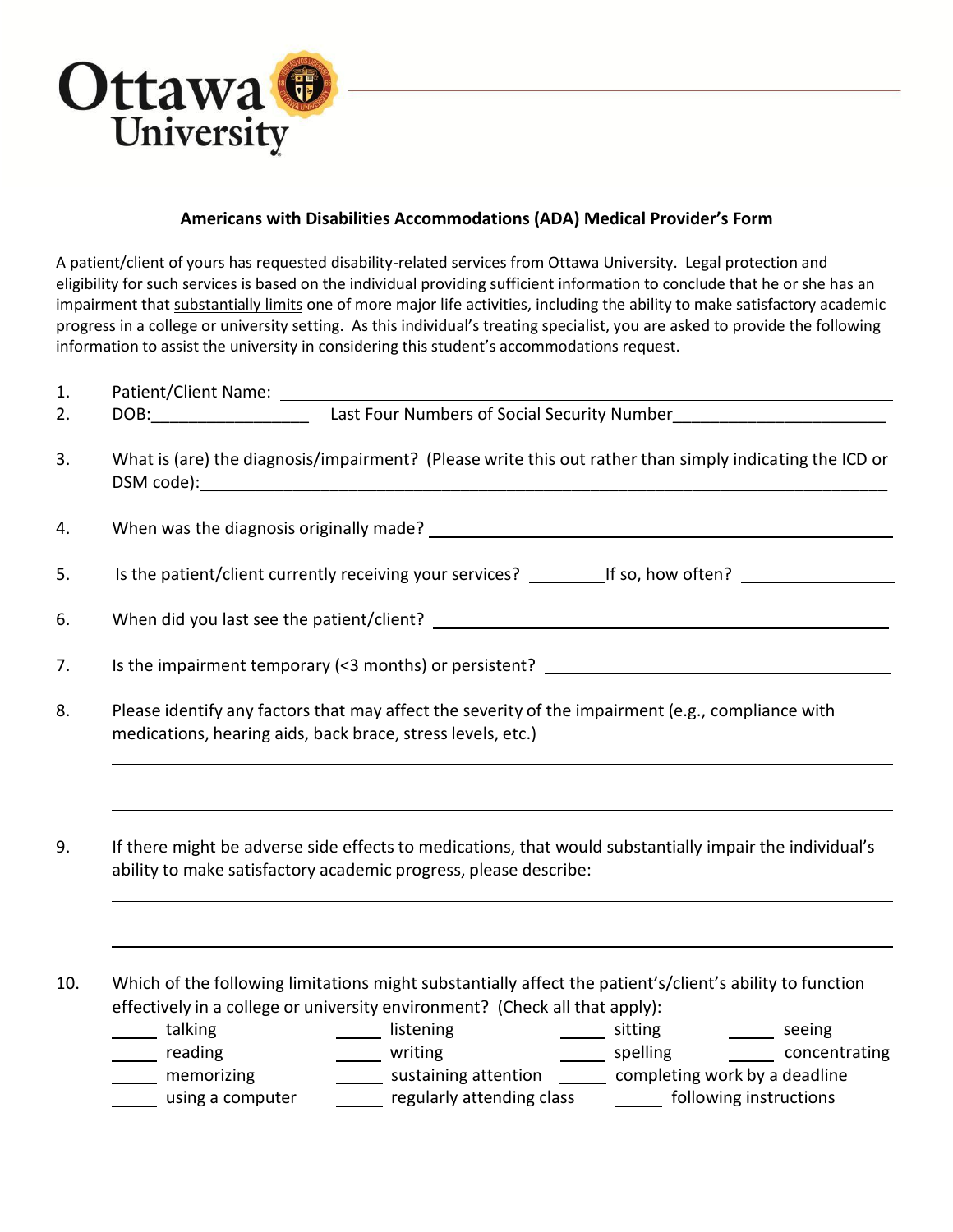Ottawa University

## Americans with Disabilities Accommodations (ADA) Medical Provider's Form

A patient/client of yours has requested disability-related services from Ottawa University. Legal protection and eligibility for such services is based on the individual providing sufficient information to conclude that he or she has an impairment that substantially limits one of more major life activities, including the ability to make satisfactory academic progress in a college or university setting. As this individual's treating specialist, you are asked to provide the following information to assist the university in considering this student's accommodations request.

1. Patient/Client Name: ________________________________________
2. DOB:________________ Last Four Numbers of Social Security Number______________________
3. What is (are) the diagnosis/impairment? (Please write this out rather than simply indicating the ICD or DSM code):________________________________________
4. When was the diagnosis originally made? ________________________________________
5. Is the patient/client currently receiving your services? ________If so, how often? ________________
6. When did you last see the patient/client? ________________________________________
7. Is the impairment temporary (<3 months) or persistent? ________________________________________
8. Please identify any factors that may affect the severity of the impairment (e.g., compliance with medications, hearing aids, back brace, stress levels, etc.)

   ________________________________________

   ________________________________________

9. If there might be adverse side effects to medications, that would substantially impair the individual's ability to make satisfactory academic progress, please describe:

   ________________________________________

   ________________________________________

10. Which of the following limitations might substantially affect the patient's/client's ability to function effectively in a college or university environment? (Check all that apply):

    _____ talking _____ listening _____ sitting _____ seeing
    _____ reading _____ writing _____ spelling _____ concentrating
    _____ memorizing _____ sustaining attention _____ completing work by a deadline
    _____ using a computer _____ regularly attending class _____ following instructions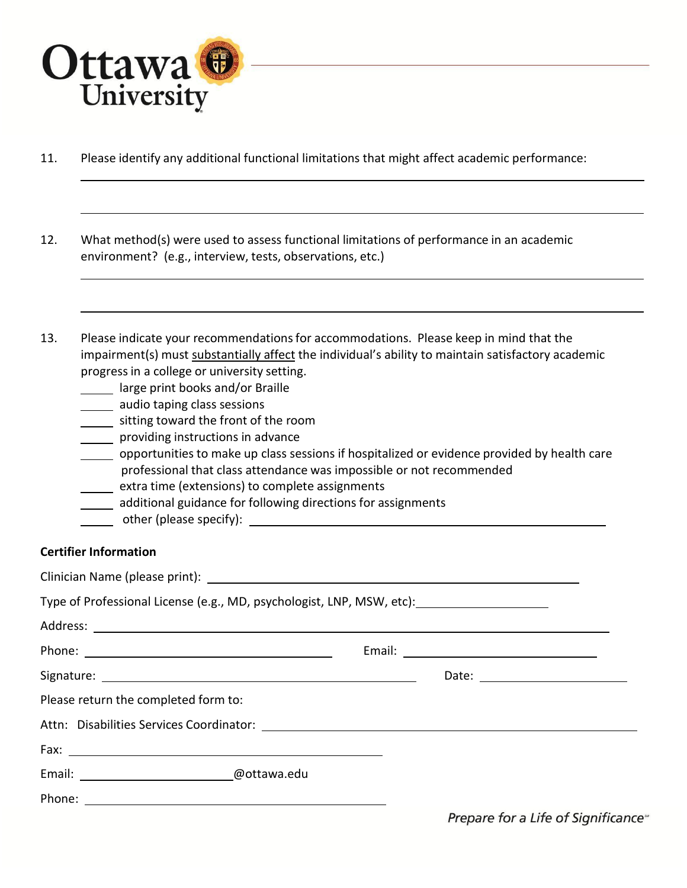11. Please identify any additional functional limitations that might affect academic performance:

\_\_\_\_\_\_\_\_\_\_\_\_\_\_\_\_\_\_\_\_\_\_\_\_\_\_\_\_\_\_\_\_\_\_\_\_\_\_\_\_\_\_\_\_\_\_\_\_\_\_\_\_\_\_\_\_\_\_\_\_\_\_\_\_

\_\_\_\_\_\_\_\_\_\_\_\_\_\_\_\_\_\_\_\_\_\_\_\_\_\_\_\_\_\_\_\_\_\_\_\_\_\_\_\_\_\_\_\_\_\_\_\_\_\_\_\_\_\_\_\_\_\_\_\_\_\_\_\_

12. What method(s) were used to assess functional limitations of performance in an academic environment? (e.g., interview, tests, observations, etc.)

\_\_\_\_\_\_\_\_\_\_\_\_\_\_\_\_\_\_\_\_\_\_\_\_\_\_\_\_\_\_\_\_\_\_\_\_\_\_\_\_\_\_\_\_\_\_\_\_\_\_\_\_\_\_\_\_\_\_\_\_\_\_\_\_

\_\_\_\_\_\_\_\_\_\_\_\_\_\_\_\_\_\_\_\_\_\_\_\_\_\_\_\_\_\_\_\_\_\_\_\_\_\_\_\_\_\_\_\_\_\_\_\_\_\_\_\_\_\_\_\_\_\_\_\_\_\_\_\_

13. Please indicate your recommendations for accommodations. Please keep in mind that the impairment(s) must <u>substantially affect</u> the individual's ability to maintain satisfactory academic progress in a college or university setting.

    \_\_\_\_\_ large print books and/or Braille
    \_\_\_\_\_ audio taping class sessions
    \_\_\_\_\_ sitting toward the front of the room
    \_\_\_\_\_ providing instructions in advance
    \_\_\_\_\_ opportunities to make up class sessions if hospitalized or evidence provided by health care professional that class attendance was impossible or not recommended
    \_\_\_\_\_ extra time (extensions) to complete assignments
    \_\_\_\_\_ additional guidance for following directions for assignments
    \_\_\_\_\_ other (please specify): \_\_\_\_\_\_\_\_\_\_\_\_\_\_\_\_\_\_\_\_\_\_\_\_\_\_\_\_\_\_\_\_\_\_\_\_\_\_\_\_

**Certifier Information**

Clinician Name (please print): \_\_\_\_\_\_\_\_\_\_\_\_\_\_\_\_\_\_\_\_\_\_\_\_\_\_\_\_\_\_\_\_\_\_\_\_\_\_\_\_

Type of Professional License (e.g., MD, psychologist, LNP, MSW, etc): \_\_\_\_\_\_\_\_\_\_\_\_\_\_\_\_\_\_\_\_

Address: \_\_\_\_\_\_\_\_\_\_\_\_\_\_\_\_\_\_\_\_\_\_\_\_\_\_\_\_\_\_\_\_\_\_\_\_\_\_\_\_\_\_\_\_\_\_\_\_\_\_\_\_\_\_\_\_

Phone: \_\_\_\_\_\_\_\_\_\_\_\_\_\_\_\_\_\_\_\_\_\_\_\_\_\_\_\_\_\_ Email: \_\_\_\_\_\_\_\_\_\_\_\_\_\_\_\_\_\_\_\_\_\_\_\_\_\_\_\_\_\_

Signature: \_\_\_\_\_\_\_\_\_\_\_\_\_\_\_\_\_\_\_\_\_\_\_\_\_\_\_\_\_\_\_\_\_\_\_\_ Date: \_\_\_\_\_\_\_\_\_\_\_\_\_\_\_\_\_\_\_\_

Please return the completed form to:

Attn: Disabilities Services Coordinator: \_\_\_\_\_\_\_\_\_\_\_\_\_\_\_\_\_\_\_\_\_\_\_\_\_\_\_\_\_\_\_\_\_\_\_\_\_\_\_\_

Fax: \_\_\_\_\_\_\_\_\_\_\_\_\_\_\_\_\_\_\_\_\_\_\_\_\_\_\_\_\_\_\_\_\_\_\_\_

Email: \_\_\_\_\_\_\_\_\_\_\_\_\_\_\_\_\_\_\_\_@ottawa.edu

Phone: \_\_\_\_\_\_\_\_\_\_\_\_\_\_\_\_\_\_\_\_\_\_\_\_\_\_\_\_\_\_\_\_\_\_\_\_